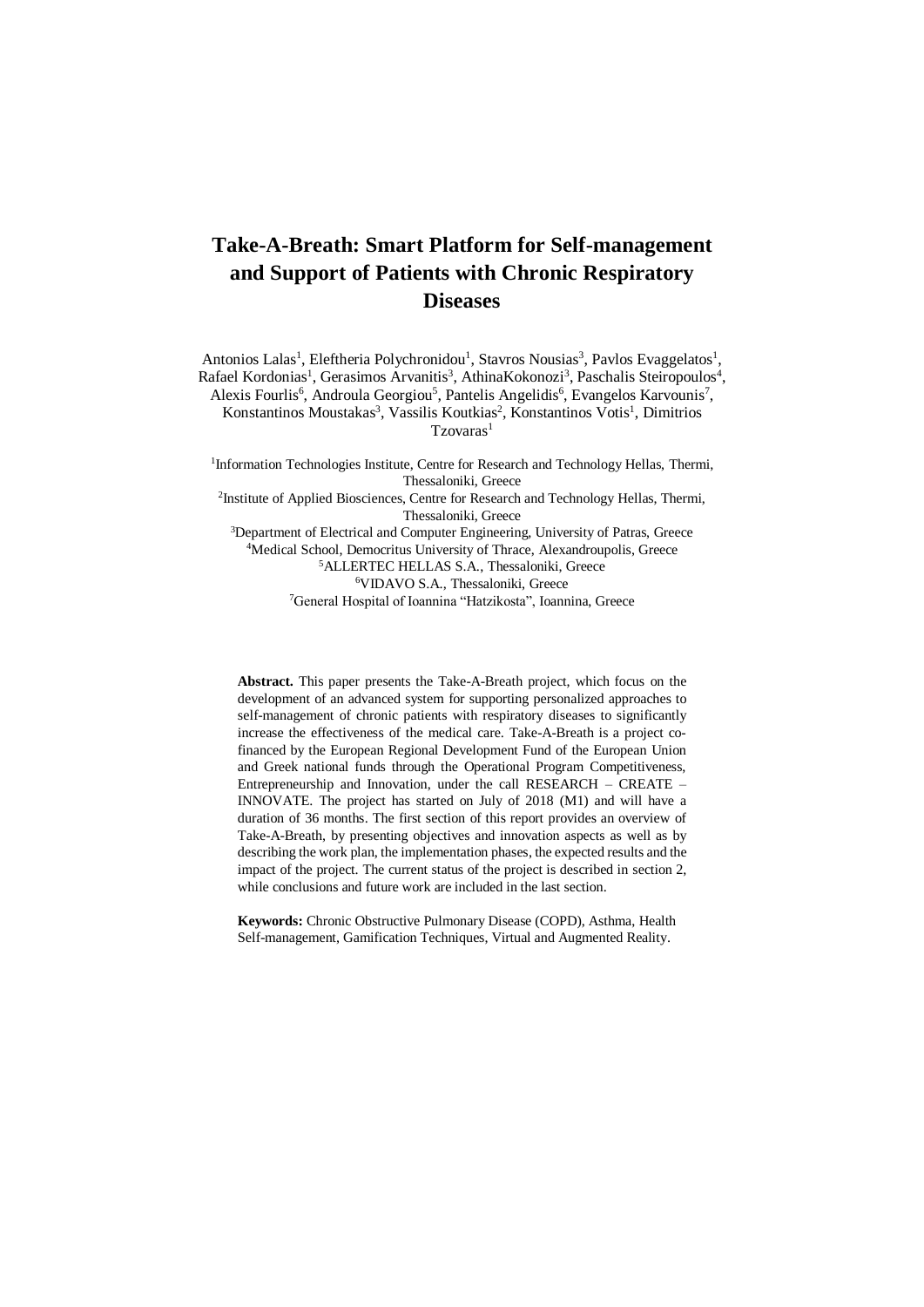# Take-A-Breath: Smart Platform for Self-management and Support of Patients with Chronic Respiratory Diseases

Antonios Lalas[1], Eleftheria Polychronidou[1], Stavros Nousias[3], Pavlos Evaggelatos[1], Rafael Kordonias[1], Gerasimos Arvanitis[3], AthinaKokonozi[3], Paschalis Steiropoulos[4], Alexis Fourlis[6], Androula Georgiou[5], Pantelis Angelidis[6], Evangelos Karvounis[7], Konstantinos Moustakas[3], Vassilis Koutkias[2], Konstantinos Votis[1], Dimitrios Tzovaras[1]

[1]Information Technologies Institute, Centre for Research and Technology Hellas, Thermi, Thessaloniki, Greece
[2]Institute of Applied Biosciences, Centre for Research and Technology Hellas, Thermi, Thessaloniki, Greece
[3]Department of Electrical and Computer Engineering, University of Patras, Greece
[4]Medical School, Democritus University of Thrace, Alexandroupolis, Greece
[5]ALLERTEC HELLAS S.A., Thessaloniki, Greece
[6]VIDAVO S.A., Thessaloniki, Greece
[7]General Hospital of Ioannina "Hatzikosta", Ioannina, Greece

**Abstract.** This paper presents the Take-A-Breath project, which focus on the development of an advanced system for supporting personalized approaches to self-management of chronic patients with respiratory diseases to significantly increase the effectiveness of the medical care. Take-A-Breath is a project co-financed by the European Regional Development Fund of the European Union and Greek national funds through the Operational Program Competitiveness, Entrepreneurship and Innovation, under the call RESEARCH – CREATE – INNOVATE. The project has started on July of 2018 (M1) and will have a duration of 36 months. The first section of this report provides an overview of Take-A-Breath, by presenting objectives and innovation aspects as well as by describing the work plan, the implementation phases, the expected results and the impact of the project. The current status of the project is described in section 2, while conclusions and future work are included in the last section.

**Keywords:** Chronic Obstructive Pulmonary Disease (COPD), Asthma, Health Self-management, Gamification Techniques, Virtual and Augmented Reality.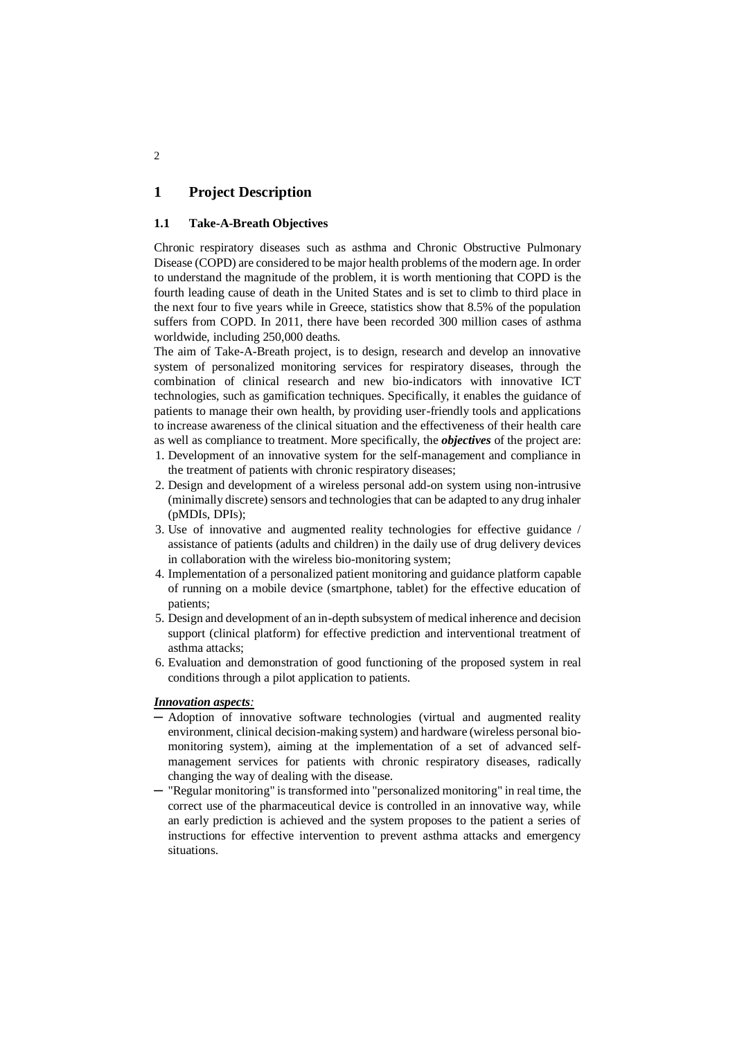# 1 Project Description

## 1.1 Take-A-Breath Objectives

Chronic respiratory diseases such as asthma and Chronic Obstructive Pulmonary Disease (COPD) are considered to be major health problems of the modern age. In order to understand the magnitude of the problem, it is worth mentioning that COPD is the fourth leading cause of death in the United States and is set to climb to third place in the next four to five years while in Greece, statistics show that 8.5% of the population suffers from COPD. In 2011, there have been recorded 300 million cases of asthma worldwide, including 250,000 deaths.

The aim of Take-A-Breath project, is to design, research and develop an innovative system of personalized monitoring services for respiratory diseases, through the combination of clinical research and new bio-indicators with innovative ICT technologies, such as gamification techniques. Specifically, it enables the guidance of patients to manage their own health, by providing user-friendly tools and applications to increase awareness of the clinical situation and the effectiveness of their health care as well as compliance to treatment. More specifically, the ***objectives*** of the project are:

1. Development of an innovative system for the self-management and compliance in the treatment of patients with chronic respiratory diseases;
2. Design and development of a wireless personal add-on system using non-intrusive (minimally discrete) sensors and technologies that can be adapted to any drug inhaler (pMDIs, DPIs);
3. Use of innovative and augmented reality technologies for effective guidance / assistance of patients (adults and children) in the daily use of drug delivery devices in collaboration with the wireless bio-monitoring system;
4. Implementation of a personalized patient monitoring and guidance platform capable of running on a mobile device (smartphone, tablet) for the effective education of patients;
5. Design and development of an in-depth subsystem of medical inherence and decision support (clinical platform) for effective prediction and interventional treatment of asthma attacks;
6. Evaluation and demonstration of good functioning of the proposed system in real conditions through a pilot application to patients.

***Innovation aspects:***

- Adoption of innovative software technologies (virtual and augmented reality environment, clinical decision-making system) and hardware (wireless personal bio-monitoring system), aiming at the implementation of a set of advanced self-management services for patients with chronic respiratory diseases, radically changing the way of dealing with the disease.
- "Regular monitoring" is transformed into "personalized monitoring" in real time, the correct use of the pharmaceutical device is controlled in an innovative way, while an early prediction is achieved and the system proposes to the patient a series of instructions for effective intervention to prevent asthma attacks and emergency situations.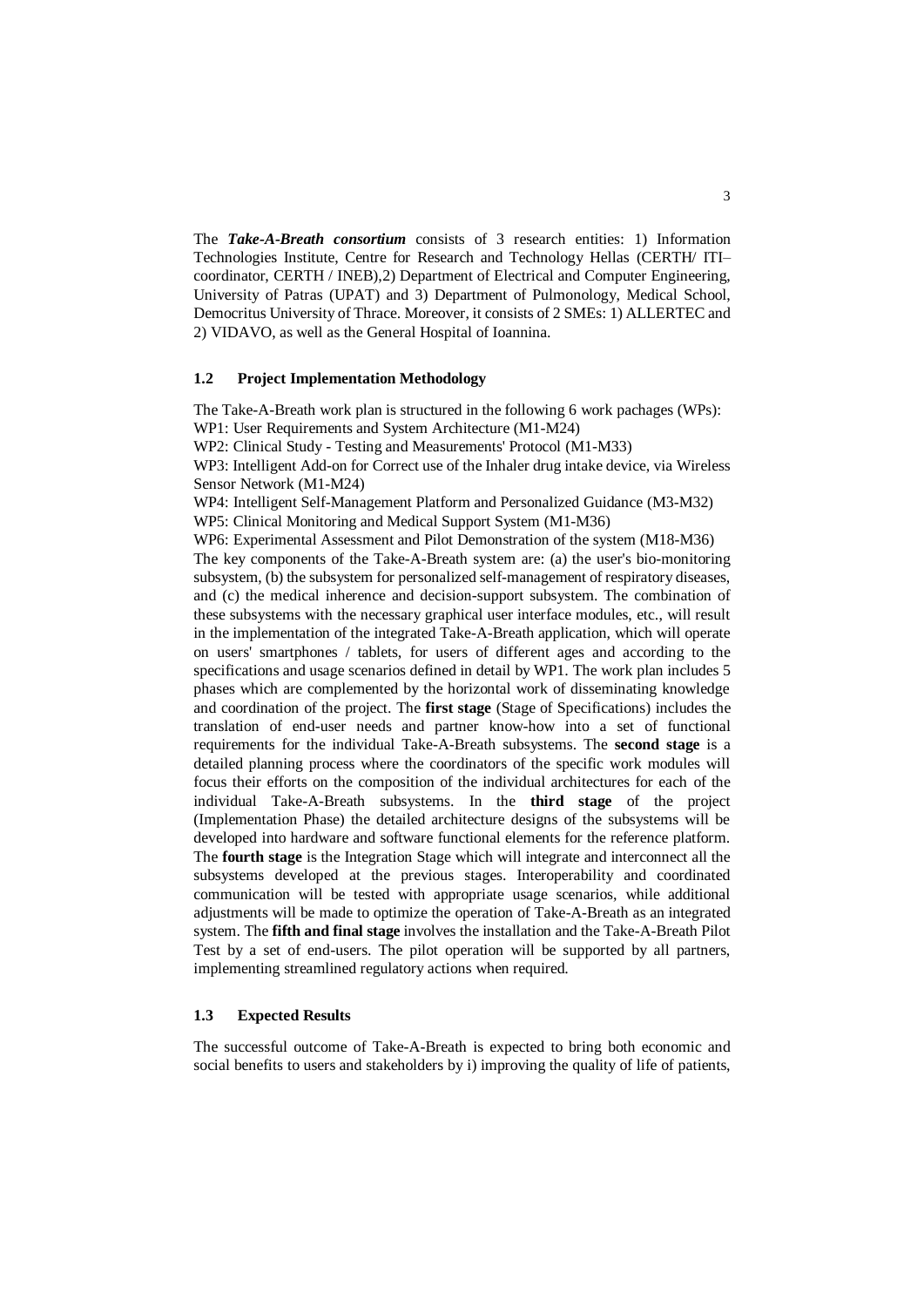The ***Take-A-Breath consortium*** consists of 3 research entities: 1) Information Technologies Institute, Centre for Research and Technology Hellas (CERTH/ ITI– coordinator, CERTH / INEB),2) Department of Electrical and Computer Engineering, University of Patras (UPAT) and 3) Department of Pulmonology, Medical School, Democritus University of Thrace. Moreover, it consists of 2 SMEs: 1) ALLERTEC and 2) VIDAVO, as well as the General Hospital of Ioannina.

### 1.2 Project Implementation Methodology

The Take-A-Breath work plan is structured in the following 6 work pachages (WPs):
WP1: User Requirements and System Architecture (M1-M24)
WP2: Clinical Study - Testing and Measurements' Protocol (M1-M33)
WP3: Intelligent Add-on for Correct use of the Inhaler drug intake device, via Wireless Sensor Network (M1-M24)
WP4: Intelligent Self-Management Platform and Personalized Guidance (M3-M32)
WP5: Clinical Monitoring and Medical Support System (M1-M36)
WP6: Experimental Assessment and Pilot Demonstration of the system (M18-M36)
The key components of the Take-A-Breath system are: (a) the user's bio-monitoring subsystem, (b) the subsystem for personalized self-management of respiratory diseases, and (c) the medical inherence and decision-support subsystem. The combination of these subsystems with the necessary graphical user interface modules, etc., will result in the implementation of the integrated Take-A-Breath application, which will operate on users' smartphones / tablets, for users of different ages and according to the specifications and usage scenarios defined in detail by WP1. The work plan includes 5 phases which are complemented by the horizontal work of disseminating knowledge and coordination of the project. The **first stage** (Stage of Specifications) includes the translation of end-user needs and partner know-how into a set of functional requirements for the individual Take-A-Breath subsystems. The **second stage** is a detailed planning process where the coordinators of the specific work modules will focus their efforts on the composition of the individual architectures for each of the individual Take-A-Breath subsystems. In the **third stage** of the project (Implementation Phase) the detailed architecture designs of the subsystems will be developed into hardware and software functional elements for the reference platform. The **fourth stage** is the Integration Stage which will integrate and interconnect all the subsystems developed at the previous stages. Interoperability and coordinated communication will be tested with appropriate usage scenarios, while additional adjustments will be made to optimize the operation of Take-A-Breath as an integrated system. The **fifth and final stage** involves the installation and the Take-A-Breath Pilot Test by a set of end-users. The pilot operation will be supported by all partners, implementing streamlined regulatory actions when required.

### 1.3 Expected Results

The successful outcome of Take-A-Breath is expected to bring both economic and social benefits to users and stakeholders by i) improving the quality of life of patients,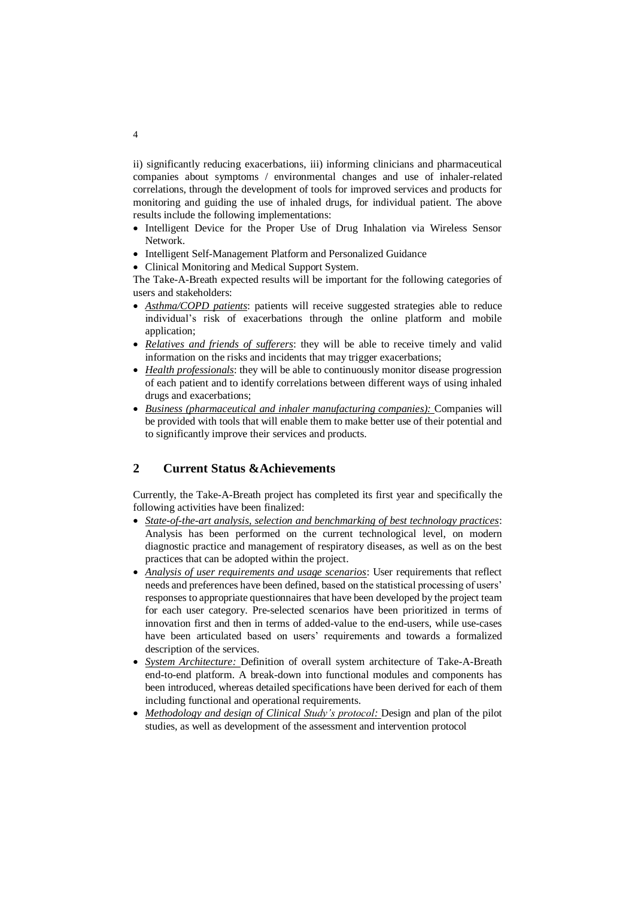ii) significantly reducing exacerbations, iii) informing clinicians and pharmaceutical companies about symptoms / environmental changes and use of inhaler-related correlations, through the development of tools for improved services and products for monitoring and guiding the use of inhaled drugs, for individual patient. The above results include the following implementations:

- Intelligent Device for the Proper Use of Drug Inhalation via Wireless Sensor Network.
- Intelligent Self-Management Platform and Personalized Guidance
- Clinical Monitoring and Medical Support System.

The Take-A-Breath expected results will be important for the following categories of users and stakeholders:

- *Asthma/COPD patients*: patients will receive suggested strategies able to reduce individual's risk of exacerbations through the online platform and mobile application;
- *Relatives and friends of sufferers*: they will be able to receive timely and valid information on the risks and incidents that may trigger exacerbations;
- *Health professionals*: they will be able to continuously monitor disease progression of each patient and to identify correlations between different ways of using inhaled drugs and exacerbations;
- *Business (pharmaceutical and inhaler manufacturing companies):* Companies will be provided with tools that will enable them to make better use of their potential and to significantly improve their services and products.

## 2 Current Status &Achievements

Currently, the Take-A-Breath project has completed its first year and specifically the following activities have been finalized:

- *State-of-the-art analysis, selection and benchmarking of best technology practices*: Analysis has been performed on the current technological level, on modern diagnostic practice and management of respiratory diseases, as well as on the best practices that can be adopted within the project.
- *Analysis of user requirements and usage scenarios*: User requirements that reflect needs and preferences have been defined, based on the statistical processing of users' responses to appropriate questionnaires that have been developed by the project team for each user category. Pre-selected scenarios have been prioritized in terms of innovation first and then in terms of added-value to the end-users, while use-cases have been articulated based on users' requirements and towards a formalized description of the services.
- *System Architecture:* Definition of overall system architecture of Take-A-Breath end-to-end platform. A break-down into functional modules and components has been introduced, whereas detailed specifications have been derived for each of them including functional and operational requirements.
- *Methodology and design of Clinical Study's protocol:* Design and plan of the pilot studies, as well as development of the assessment and intervention protocol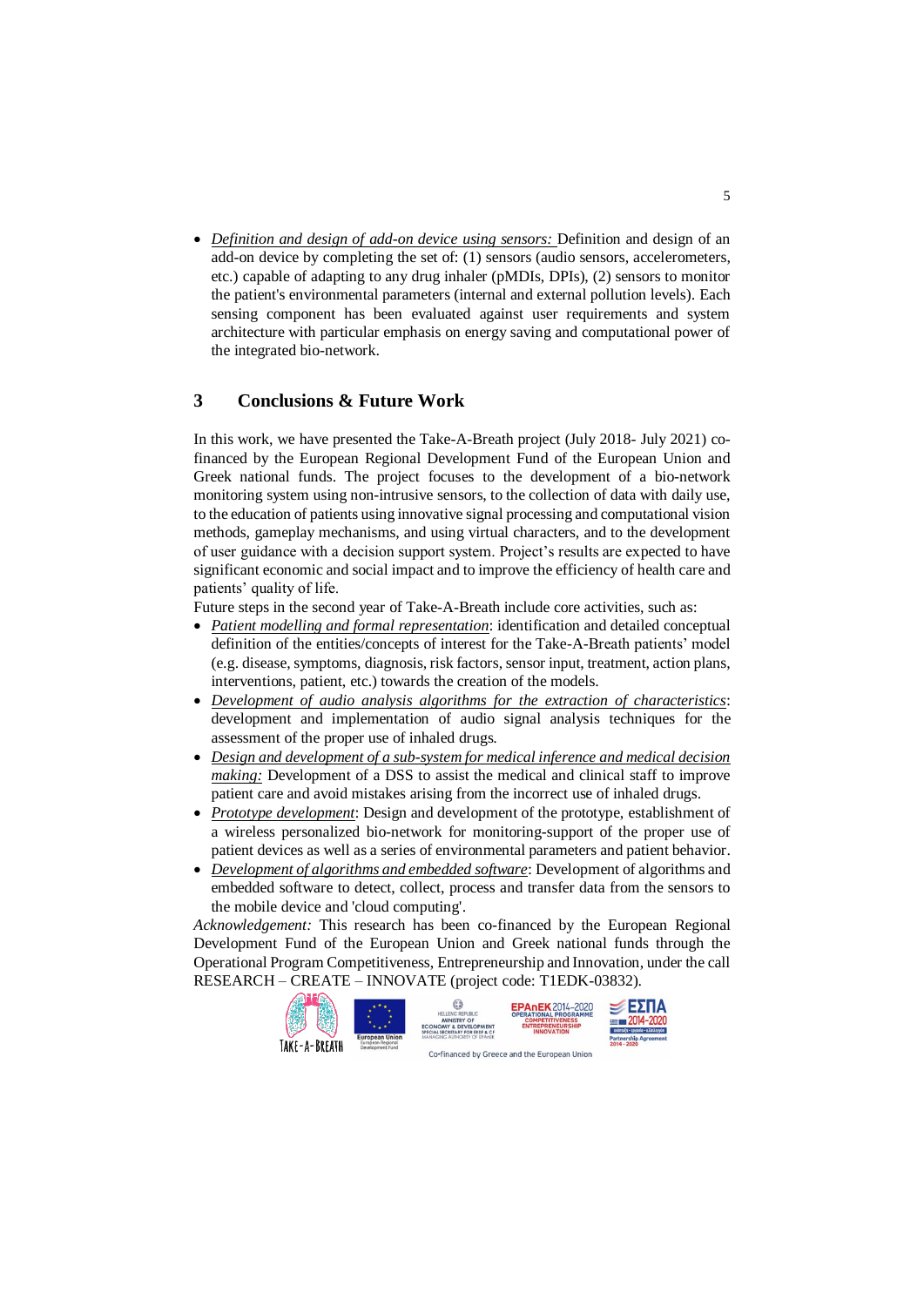- *Definition and design of add-on device using sensors:* Definition and design of an add-on device by completing the set of: (1) sensors (audio sensors, accelerometers, etc.) capable of adapting to any drug inhaler (pMDIs, DPIs), (2) sensors to monitor the patient's environmental parameters (internal and external pollution levels). Each sensing component has been evaluated against user requirements and system architecture with particular emphasis on energy saving and computational power of the integrated bio-network.

## 3 Conclusions & Future Work

In this work, we have presented the Take-A-Breath project (July 2018- July 2021) co-financed by the European Regional Development Fund of the European Union and Greek national funds. The project focuses to the development of a bio-network monitoring system using non-intrusive sensors, to the collection of data with daily use, to the education of patients using innovative signal processing and computational vision methods, gameplay mechanisms, and using virtual characters, and to the development of user guidance with a decision support system. Project's results are expected to have significant economic and social impact and to improve the efficiency of health care and patients' quality of life.

Future steps in the second year of Take-A-Breath include core activities, such as:

- *Patient modelling and formal representation*: identification and detailed conceptual definition of the entities/concepts of interest for the Take-A-Breath patients' model (e.g. disease, symptoms, diagnosis, risk factors, sensor input, treatment, action plans, interventions, patient, etc.) towards the creation of the models.
- *Development of audio analysis algorithms for the extraction of characteristics*: development and implementation of audio signal analysis techniques for the assessment of the proper use of inhaled drugs.
- *Design and development of a sub-system for medical inference and medical decision making:* Development of a DSS to assist the medical and clinical staff to improve patient care and avoid mistakes arising from the incorrect use of inhaled drugs.
- *Prototype development*: Design and development of the prototype, establishment of a wireless personalized bio-network for monitoring-support of the proper use of patient devices as well as a series of environmental parameters and patient behavior.
- *Development of algorithms and embedded software*: Development of algorithms and embedded software to detect, collect, process and transfer data from the sensors to the mobile device and 'cloud computing'.

*Acknowledgement:* This research has been co-financed by the European Regional Development Fund of the European Union and Greek national funds through the Operational Program Competitiveness, Entrepreneurship and Innovation, under the call RESEARCH – CREATE – INNOVATE (project code: T1EDK-03832).

TAKE-A-BREATH European Union European Regional Development Fund HELLENIC REPUBLIC MINISTRY OF ECONOMY & DEVELOPMENT SPECIAL SECRETARY FOR ERDF & CF MANAGING AUTHORITY OF EPAnEK EPAnEK 2014-2020 OPERATIONAL PROGRAMME COMPETITIVENESS ENTREPRENEURSHIP INNOVATION ΕΣΠΑ 2014-2020 Partnership Agreement 2014 - 2020

Co-financed by Greece and the European Union